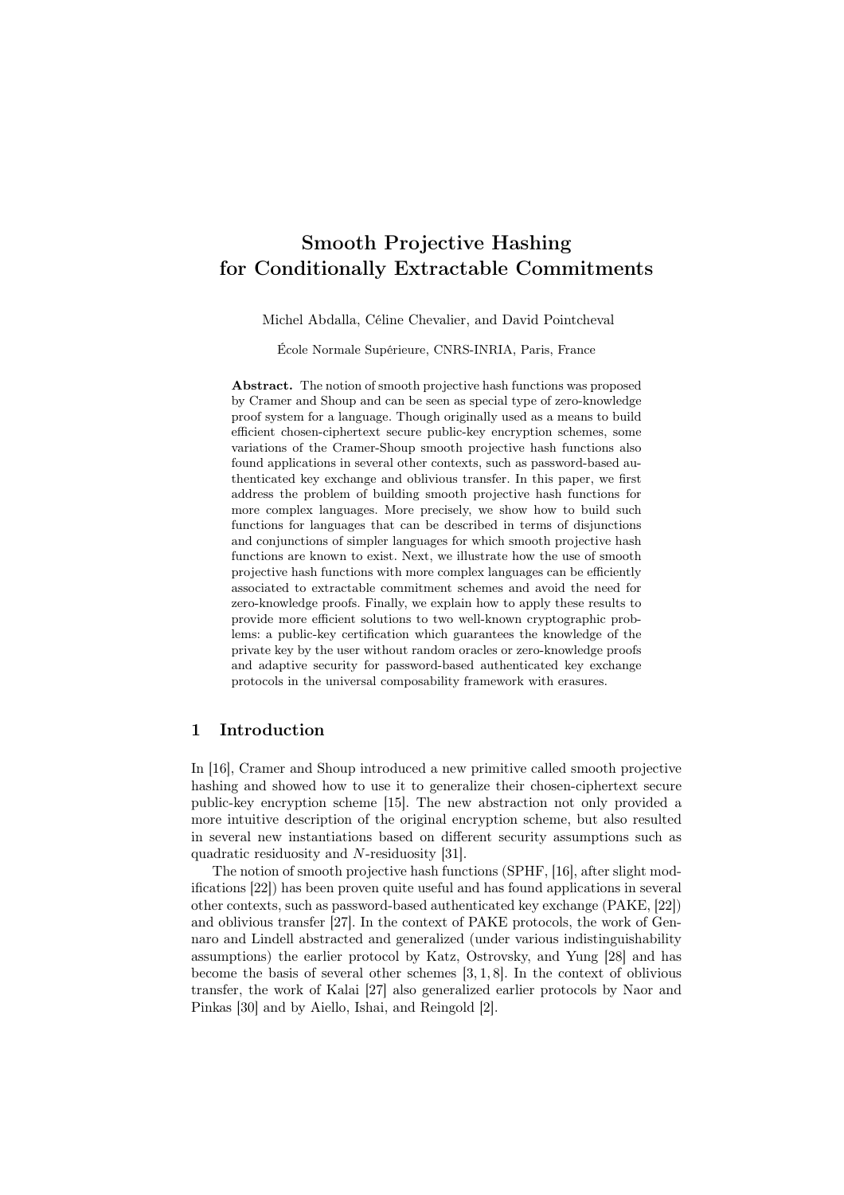# Smooth Projective Hashing for Conditionally Extractable Commitments

Michel Abdalla, Céline Chevalier, and David Pointcheval

École Normale Supérieure, CNRS-INRIA, Paris, France

**Abstract.** The notion of smooth projective hash functions was proposed by Cramer and Shoup and can be seen as special type of zero-knowledge proof system for a language. Though originally used as a means to build efficient chosen-ciphertext secure public-key encryption schemes, some variations of the Cramer-Shoup smooth projective hash functions also found applications in several other contexts, such as password-based authenticated key exchange and oblivious transfer. In this paper, we first address the problem of building smooth projective hash functions for more complex languages. More precisely, we show how to build such functions for languages that can be described in terms of disjunctions and conjunctions of simpler languages for which smooth projective hash functions are known to exist. Next, we illustrate how the use of smooth projective hash functions with more complex languages can be efficiently associated to extractable commitment schemes and avoid the need for zero-knowledge proofs. Finally, we explain how to apply these results to provide more efficient solutions to two well-known cryptographic problems: a public-key certification which guarantees the knowledge of the private key by the user without random oracles or zero-knowledge proofs and adaptive security for password-based authenticated key exchange protocols in the universal composability framework with erasures.

## 1 Introduction

In [16], Cramer and Shoup introduced a new primitive called smooth projective hashing and showed how to use it to generalize their chosen-ciphertext secure public-key encryption scheme [15]. The new abstraction not only provided a more intuitive description of the original encryption scheme, but also resulted in several new instantiations based on different security assumptions such as quadratic residuosity and $N$-residuosity [31].

The notion of smooth projective hash functions (SPHF, [16], after slight modifications [22]) has been proven quite useful and has found applications in several other contexts, such as password-based authenticated key exchange (PAKE, [22]) and oblivious transfer [27]. In the context of PAKE protocols, the work of Gennaro and Lindell abstracted and generalized (under various indistinguishability assumptions) the earlier protocol by Katz, Ostrovsky, and Yung [28] and has become the basis of several other schemes [3, 1, 8]. In the context of oblivious transfer, the work of Kalai [27] also generalized earlier protocols by Naor and Pinkas [30] and by Aiello, Ishai, and Reingold [2].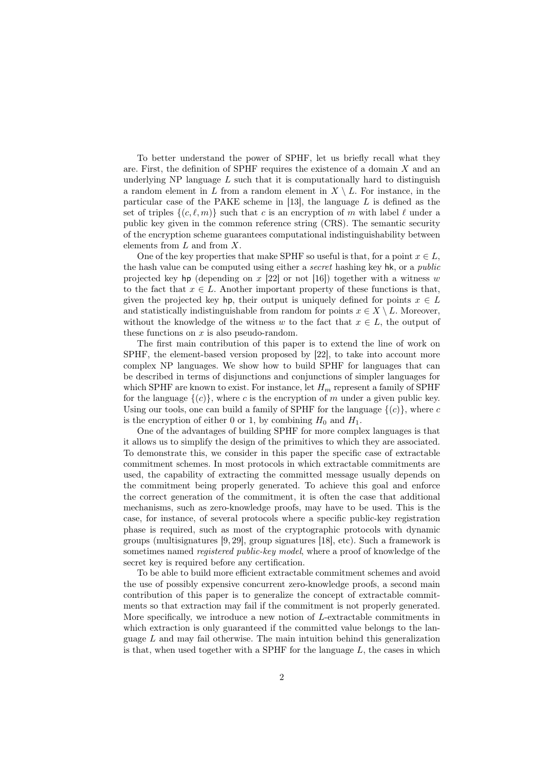To better understand the power of SPHF, let us briefly recall what they are. First, the definition of SPHF requires the existence of a domain $X$ and an underlying NP language $L$ such that it is computationally hard to distinguish a random element in $L$ from a random element in $X \setminus L$. For instance, in the particular case of the PAKE scheme in [13], the language $L$ is defined as the set of triples $\{(c, \ell, m)\}$ such that $c$ is an encryption of $m$ with label $\ell$ under a public key given in the common reference string (CRS). The semantic security of the encryption scheme guarantees computational indistinguishability between elements from $L$ and from $X$.

One of the key properties that make SPHF so useful is that, for a point $x \in L$, the hash value can be computed using either a *secret* hashing key $\mathsf{hk}$, or a *public* projected key $\mathsf{hp}$ (depending on $x$ [22] or not [16]) together with a witness $w$ to the fact that $x \in L$. Another important property of these functions is that, given the projected key $\mathsf{hp}$, their output is uniquely defined for points $x \in L$ and statistically indistinguishable from random for points $x \in X \setminus L$. Moreover, without the knowledge of the witness $w$ to the fact that $x \in L$, the output of these functions on $x$ is also pseudo-random.

The first main contribution of this paper is to extend the line of work on SPHF, the element-based version proposed by [22], to take into account more complex NP languages. We show how to build SPHF for languages that can be described in terms of disjunctions and conjunctions of simpler languages for which SPHF are known to exist. For instance, let $H_m$ represent a family of SPHF for the language $\{(c)\}$, where $c$ is the encryption of $m$ under a given public key. Using our tools, one can build a family of SPHF for the language $\{(c)\}$, where $c$ is the encryption of either 0 or 1, by combining $H_0$ and $H_1$.

One of the advantages of building SPHF for more complex languages is that it allows us to simplify the design of the primitives to which they are associated. To demonstrate this, we consider in this paper the specific case of extractable commitment schemes. In most protocols in which extractable commitments are used, the capability of extracting the committed message usually depends on the commitment being properly generated. To achieve this goal and enforce the correct generation of the commitment, it is often the case that additional mechanisms, such as zero-knowledge proofs, may have to be used. This is the case, for instance, of several protocols where a specific public-key registration phase is required, such as most of the cryptographic protocols with dynamic groups (multisignatures [9, 29], group signatures [18], etc). Such a framework is sometimes named *registered public-key model*, where a proof of knowledge of the secret key is required before any certification.

To be able to build more efficient extractable commitment schemes and avoid the use of possibly expensive concurrent zero-knowledge proofs, a second main contribution of this paper is to generalize the concept of extractable commitments so that extraction may fail if the commitment is not properly generated. More specifically, we introduce a new notion of $L$-extractable commitments in which extraction is only guaranteed if the committed value belongs to the language $L$ and may fail otherwise. The main intuition behind this generalization is that, when used together with a SPHF for the language $L$, the cases in which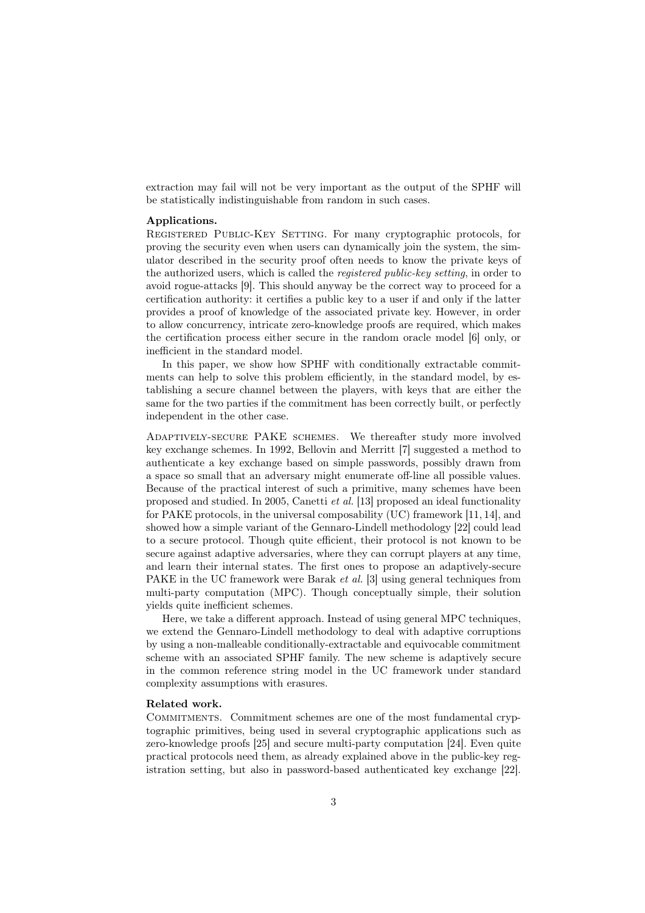extraction may fail will not be very important as the output of the SPHF will be statistically indistinguishable from random in such cases.

**Applications.**

Registered Public-Key Setting. For many cryptographic protocols, for proving the security even when users can dynamically join the system, the simulator described in the security proof often needs to know the private keys of the authorized users, which is called the *registered public-key setting*, in order to avoid rogue-attacks [9]. This should anyway be the correct way to proceed for a certification authority: it certifies a public key to a user if and only if the latter provides a proof of knowledge of the associated private key. However, in order to allow concurrency, intricate zero-knowledge proofs are required, which makes the certification process either secure in the random oracle model [6] only, or inefficient in the standard model.

In this paper, we show how SPHF with conditionally extractable commitments can help to solve this problem efficiently, in the standard model, by establishing a secure channel between the players, with keys that are either the same for the two parties if the commitment has been correctly built, or perfectly independent in the other case.

Adaptively-secure PAKE schemes. We thereafter study more involved key exchange schemes. In 1992, Bellovin and Merritt [7] suggested a method to authenticate a key exchange based on simple passwords, possibly drawn from a space so small that an adversary might enumerate off-line all possible values. Because of the practical interest of such a primitive, many schemes have been proposed and studied. In 2005, Canetti *et al.* [13] proposed an ideal functionality for PAKE protocols, in the universal composability (UC) framework [11, 14], and showed how a simple variant of the Gennaro-Lindell methodology [22] could lead to a secure protocol. Though quite efficient, their protocol is not known to be secure against adaptive adversaries, where they can corrupt players at any time, and learn their internal states. The first ones to propose an adaptively-secure PAKE in the UC framework were Barak *et al.* [3] using general techniques from multi-party computation (MPC). Though conceptually simple, their solution yields quite inefficient schemes.

Here, we take a different approach. Instead of using general MPC techniques, we extend the Gennaro-Lindell methodology to deal with adaptive corruptions by using a non-malleable conditionally-extractable and equivocable commitment scheme with an associated SPHF family. The new scheme is adaptively secure in the common reference string model in the UC framework under standard complexity assumptions with erasures.

**Related work.**

Commitments. Commitment schemes are one of the most fundamental cryptographic primitives, being used in several cryptographic applications such as zero-knowledge proofs [25] and secure multi-party computation [24]. Even quite practical protocols need them, as already explained above in the public-key registration setting, but also in password-based authenticated key exchange [22].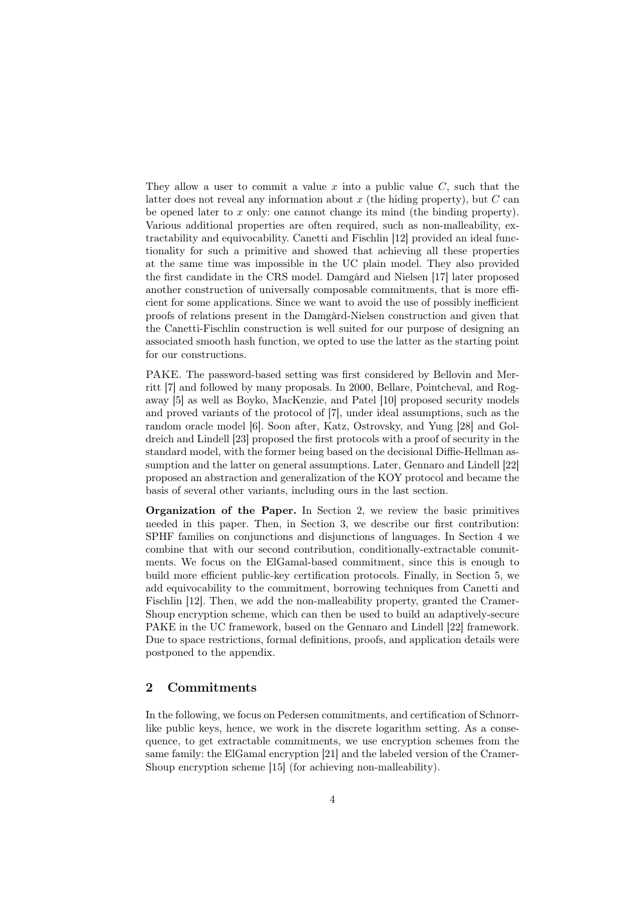They allow a user to commit a value $x$ into a public value $C$, such that the latter does not reveal any information about $x$ (the hiding property), but $C$ can be opened later to $x$ only: one cannot change its mind (the binding property). Various additional properties are often required, such as non-malleability, extractability and equivocability. Canetti and Fischlin [12] provided an ideal functionality for such a primitive and showed that achieving all these properties at the same time was impossible in the UC plain model. They also provided the first candidate in the CRS model. Damgård and Nielsen [17] later proposed another construction of universally composable commitments, that is more efficient for some applications. Since we want to avoid the use of possibly inefficient proofs of relations present in the Damgård-Nielsen construction and given that the Canetti-Fischlin construction is well suited for our purpose of designing an associated smooth hash function, we opted to use the latter as the starting point for our constructions.

PAKE. The password-based setting was first considered by Bellovin and Merritt [7] and followed by many proposals. In 2000, Bellare, Pointcheval, and Rogaway [5] as well as Boyko, MacKenzie, and Patel [10] proposed security models and proved variants of the protocol of [7], under ideal assumptions, such as the random oracle model [6]. Soon after, Katz, Ostrovsky, and Yung [28] and Goldreich and Lindell [23] proposed the first protocols with a proof of security in the standard model, with the former being based on the decisional Diffie-Hellman assumption and the latter on general assumptions. Later, Gennaro and Lindell [22] proposed an abstraction and generalization of the KOY protocol and became the basis of several other variants, including ours in the last section.

**Organization of the Paper.** In Section 2, we review the basic primitives needed in this paper. Then, in Section 3, we describe our first contribution: SPHF families on conjunctions and disjunctions of languages. In Section 4 we combine that with our second contribution, conditionally-extractable commitments. We focus on the ElGamal-based commitment, since this is enough to build more efficient public-key certification protocols. Finally, in Section 5, we add equivocability to the commitment, borrowing techniques from Canetti and Fischlin [12]. Then, we add the non-malleability property, granted the Cramer-Shoup encryption scheme, which can then be used to build an adaptively-secure PAKE in the UC framework, based on the Gennaro and Lindell [22] framework. Due to space restrictions, formal definitions, proofs, and application details were postponed to the appendix.

## 2 Commitments

In the following, we focus on Pedersen commitments, and certification of Schnorr-like public keys, hence, we work in the discrete logarithm setting. As a consequence, to get extractable commitments, we use encryption schemes from the same family: the ElGamal encryption [21] and the labeled version of the Cramer-Shoup encryption scheme [15] (for achieving non-malleability).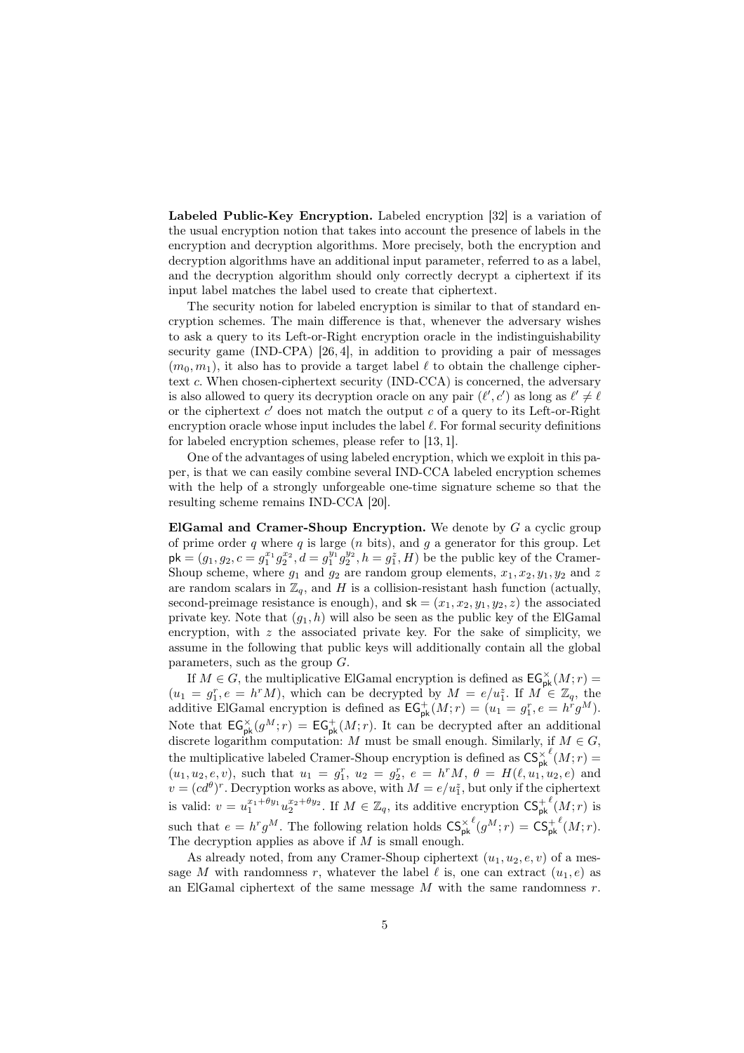**Labeled Public-Key Encryption.** Labeled encryption [32] is a variation of the usual encryption notion that takes into account the presence of labels in the encryption and decryption algorithms. More precisely, both the encryption and decryption algorithms have an additional input parameter, referred to as a label, and the decryption algorithm should only correctly decrypt a ciphertext if its input label matches the label used to create that ciphertext.

The security notion for labeled encryption is similar to that of standard encryption schemes. The main difference is that, whenever the adversary wishes to ask a query to its Left-or-Right encryption oracle in the indistinguishability security game (IND-CPA) [26, 4], in addition to providing a pair of messages $(m_0, m_1)$, it also has to provide a target label $\ell$ to obtain the challenge ciphertext $c$. When chosen-ciphertext security (IND-CCA) is concerned, the adversary is also allowed to query its decryption oracle on any pair $(\ell', c')$ as long as $\ell' \neq \ell$ or the ciphertext $c'$ does not match the output $c$ of a query to its Left-or-Right encryption oracle whose input includes the label $\ell$. For formal security definitions for labeled encryption schemes, please refer to [13, 1].

One of the advantages of using labeled encryption, which we exploit in this paper, is that we can easily combine several IND-CCA labeled encryption schemes with the help of a strongly unforgeable one-time signature scheme so that the resulting scheme remains IND-CCA [20].

**ElGamal and Cramer-Shoup Encryption.** We denote by $G$ a cyclic group of prime order $q$ where $q$ is large ($n$ bits), and $g$ a generator for this group. Let $\mathsf{pk} = (g_1, g_2, c = g_1^{x_1} g_2^{x_2}, d = g_1^{y_1} g_2^{y_2}, h = g_1^z, H)$ be the public key of the Cramer-Shoup scheme, where $g_1$ and $g_2$ are random group elements, $x_1, x_2, y_1, y_2$ and $z$ are random scalars in $\mathbb{Z}_q$, and $H$ is a collision-resistant hash function (actually, second-preimage resistance is enough), and $\mathsf{sk} = (x_1, x_2, y_1, y_2, z)$ the associated private key. Note that $(g_1, h)$ will also be seen as the public key of the ElGamal encryption, with $z$ the associated private key. For the sake of simplicity, we assume in the following that public keys will additionally contain all the global parameters, such as the group $G$.

If $M \in G$, the multiplicative ElGamal encryption is defined as $\mathsf{EG}^{\times}_{\mathsf{pk}}(M; r) = (u_1 = g_1^r, e = h^r M)$, which can be decrypted by $M = e/u_1^z$. If $M \in \mathbb{Z}_q$, the additive ElGamal encryption is defined as $\mathsf{EG}^{+}_{\mathsf{pk}}(M; r) = (u_1 = g_1^r, e = h^r g^M)$. Note that $\mathsf{EG}^{\times}_{\mathsf{pk}}(g^M; r) = \mathsf{EG}^{+}_{\mathsf{pk}}(M; r)$. It can be decrypted after an additional discrete logarithm computation: $M$ must be small enough. Similarly, if $M \in G$, the multiplicative labeled Cramer-Shoup encryption is defined as $\mathsf{CS}^{\times}_{\mathsf{pk}}{}^{\ell}(M; r) = (u_1, u_2, e, v)$, such that $u_1 = g_1^r$, $u_2 = g_2^r$, $e = h^r M$, $\theta = H(\ell, u_1, u_2, e)$ and $v = (cd^\theta)^r$. Decryption works as above, with $M = e/u_1^z$, but only if the ciphertext is valid: $v = u_1^{x_1+\theta y_1} u_2^{x_2+\theta y_2}$. If $M \in \mathbb{Z}_q$, its additive encryption $\mathsf{CS}^{+}_{\mathsf{pk}}{}^{\ell}(M; r)$ is such that $e = h^r g^M$. The following relation holds $\mathsf{CS}^{\times}_{\mathsf{pk}}{}^{\ell}(g^M; r) = \mathsf{CS}^{+}_{\mathsf{pk}}{}^{\ell}(M; r)$. The decryption applies as above if $M$ is small enough.

As already noted, from any Cramer-Shoup ciphertext $(u_1, u_2, e, v)$ of a message $M$ with randomness $r$, whatever the label $\ell$ is, one can extract $(u_1, e)$ as an ElGamal ciphertext of the same message $M$ with the same randomness $r$.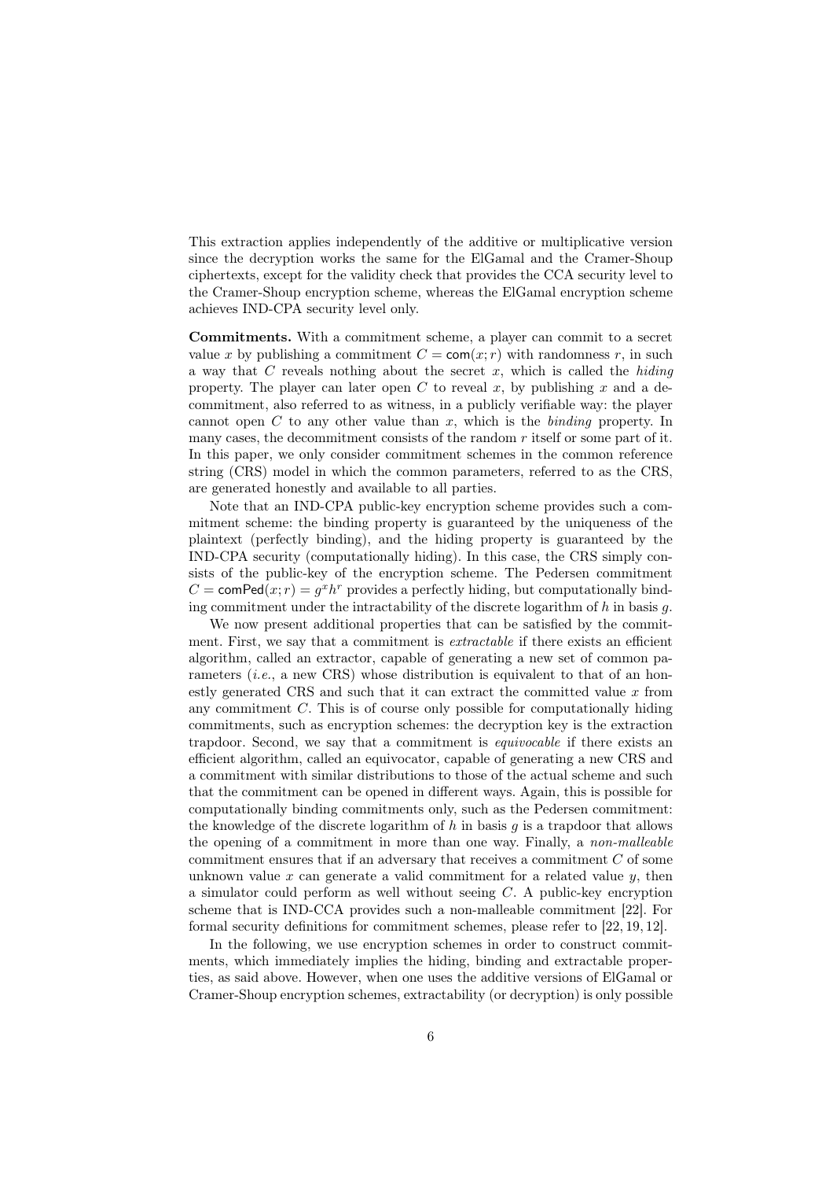This extraction applies independently of the additive or multiplicative version since the decryption works the same for the ElGamal and the Cramer-Shoup ciphertexts, except for the validity check that provides the CCA security level to the Cramer-Shoup encryption scheme, whereas the ElGamal encryption scheme achieves IND-CPA security level only.

**Commitments.** With a commitment scheme, a player can commit to a secret value $x$ by publishing a commitment $C = \mathsf{com}(x; r)$ with randomness $r$, in such a way that $C$ reveals nothing about the secret $x$, which is called the *hiding* property. The player can later open $C$ to reveal $x$, by publishing $x$ and a decommitment, also referred to as witness, in a publicly verifiable way: the player cannot open $C$ to any other value than $x$, which is the *binding* property. In many cases, the decommitment consists of the random $r$ itself or some part of it. In this paper, we only consider commitment schemes in the common reference string (CRS) model in which the common parameters, referred to as the CRS, are generated honestly and available to all parties.

Note that an IND-CPA public-key encryption scheme provides such a commitment scheme: the binding property is guaranteed by the uniqueness of the plaintext (perfectly binding), and the hiding property is guaranteed by the IND-CPA security (computationally hiding). In this case, the CRS simply consists of the public-key of the encryption scheme. The Pedersen commitment $C = \mathsf{comPed}(x; r) = g^x h^r$ provides a perfectly hiding, but computationally binding commitment under the intractability of the discrete logarithm of $h$ in basis $g$.

We now present additional properties that can be satisfied by the commitment. First, we say that a commitment is *extractable* if there exists an efficient algorithm, called an extractor, capable of generating a new set of common parameters (*i.e.*, a new CRS) whose distribution is equivalent to that of an honestly generated CRS and such that it can extract the committed value $x$ from any commitment $C$. This is of course only possible for computationally hiding commitments, such as encryption schemes: the decryption key is the extraction trapdoor. Second, we say that a commitment is *equivocable* if there exists an efficient algorithm, called an equivocator, capable of generating a new CRS and a commitment with similar distributions to those of the actual scheme and such that the commitment can be opened in different ways. Again, this is possible for computationally binding commitments only, such as the Pedersen commitment: the knowledge of the discrete logarithm of $h$ in basis $g$ is a trapdoor that allows the opening of a commitment in more than one way. Finally, a *non-malleable* commitment ensures that if an adversary that receives a commitment $C$ of some unknown value $x$ can generate a valid commitment for a related value $y$, then a simulator could perform as well without seeing $C$. A public-key encryption scheme that is IND-CCA provides such a non-malleable commitment [22]. For formal security definitions for commitment schemes, please refer to [22, 19, 12].

In the following, we use encryption schemes in order to construct commitments, which immediately implies the hiding, binding and extractable properties, as said above. However, when one uses the additive versions of ElGamal or Cramer-Shoup encryption schemes, extractability (or decryption) is only possible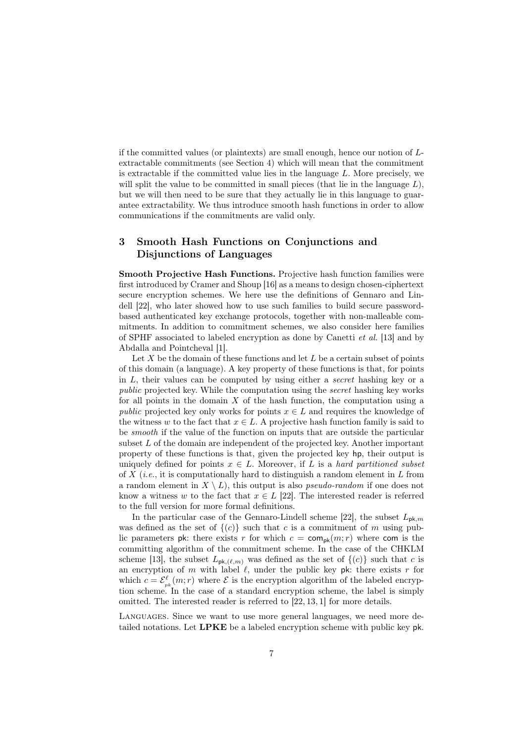if the committed values (or plaintexts) are small enough, hence our notion of $L$-extractable commitments (see Section 4) which will mean that the commitment is extractable if the committed value lies in the language $L$. More precisely, we will split the value to be committed in small pieces (that lie in the language $L$), but we will then need to be sure that they actually lie in this language to guarantee extractability. We thus introduce smooth hash functions in order to allow communications if the commitments are valid only.

## 3 Smooth Hash Functions on Conjunctions and Disjunctions of Languages

**Smooth Projective Hash Functions.** Projective hash function families were first introduced by Cramer and Shoup [16] as a means to design chosen-ciphertext secure encryption schemes. We here use the definitions of Gennaro and Lindell [22], who later showed how to use such families to build secure password-based authenticated key exchange protocols, together with non-malleable commitments. In addition to commitment schemes, we also consider here families of SPHF associated to labeled encryption as done by Canetti *et al.* [13] and by Abdalla and Pointcheval [1].

Let $X$ be the domain of these functions and let $L$ be a certain subset of points of this domain (a language). A key property of these functions is that, for points in $L$, their values can be computed by using either a *secret* hashing key or a *public* projected key. While the computation using the *secret* hashing key works for all points in the domain $X$ of the hash function, the computation using a *public* projected key only works for points $x \in L$ and requires the knowledge of the witness $w$ to the fact that $x \in L$. A projective hash function family is said to be *smooth* if the value of the function on inputs that are outside the particular subset $L$ of the domain are independent of the projected key. Another important property of these functions is that, given the projected key $\mathsf{hp}$, their output is uniquely defined for points $x \in L$. Moreover, if $L$ is a *hard partitioned subset* of $X$ (*i.e.*, it is computationally hard to distinguish a random element in $L$ from a random element in $X \setminus L$), this output is also *pseudo-random* if one does not know a witness $w$ to the fact that $x \in L$ [22]. The interested reader is referred to the full version for more formal definitions.

In the particular case of the Gennaro-Lindell scheme [22], the subset $L_{\mathsf{pk},m}$ was defined as the set of $\{(c)\}$ such that $c$ is a commitment of $m$ using public parameters $\mathsf{pk}$: there exists $r$ for which $c = \mathsf{com}_{\mathsf{pk}}(m;r)$ where $\mathsf{com}$ is the committing algorithm of the commitment scheme. In the case of the CHKLM scheme [13], the subset $L_{\mathsf{pk},(\ell,m)}$ was defined as the set of $\{(c)\}$ such that $c$ is an encryption of $m$ with label $\ell$, under the public key $\mathsf{pk}$: there exists $r$ for which $c = \mathcal{E}^{\ell}_{pk}(m;r)$ where $\mathcal{E}$ is the encryption algorithm of the labeled encryption scheme. In the case of a standard encryption scheme, the label is simply omitted. The interested reader is referred to [22, 13, 1] for more details.

Languages. Since we want to use more general languages, we need more detailed notations. Let **LPKE** be a labeled encryption scheme with public key $\mathsf{pk}$.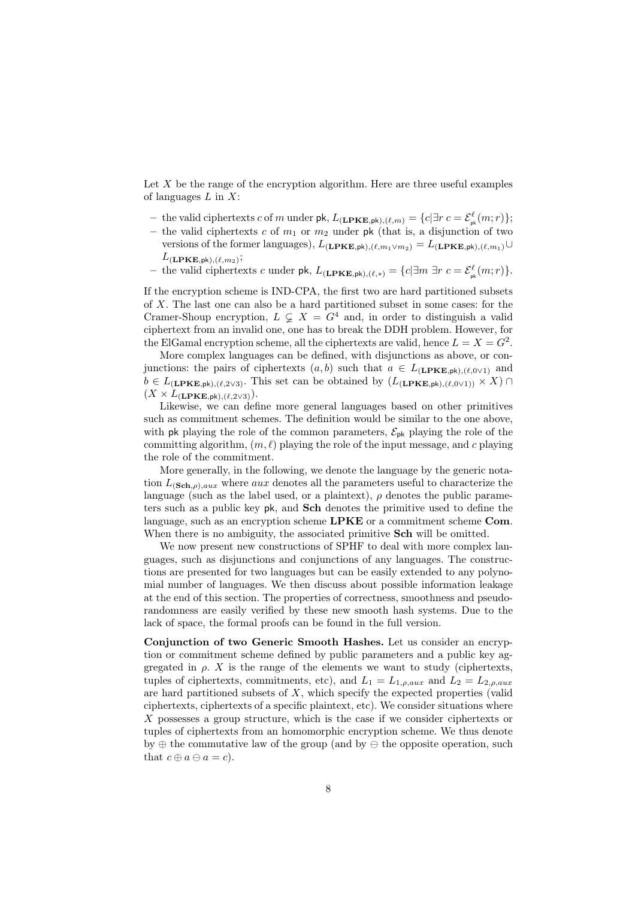Let $X$ be the range of the encryption algorithm. Here are three useful examples of languages $L$ in $X$:

- the valid ciphertexts $c$ of $m$ under $\mathsf{pk}$, $L_{(\mathbf{LPKE},\mathsf{pk}),(\ell,m)} = \{c | \exists r\ c = \mathcal{E}^{\ell}_{\mathsf{pk}}(m;r)\}$;
- the valid ciphertexts $c$ of $m_1$ or $m_2$ under $\mathsf{pk}$ (that is, a disjunction of two versions of the former languages), $L_{(\mathbf{LPKE},\mathsf{pk}),(\ell,m_1 \vee m_2)} = L_{(\mathbf{LPKE},\mathsf{pk}),(\ell,m_1)} \cup L_{(\mathbf{LPKE},\mathsf{pk}),(\ell,m_2)}$;
- the valid ciphertexts $c$ under $\mathsf{pk}$, $L_{(\mathbf{LPKE},\mathsf{pk}),(\ell,*)} = \{c | \exists m\ \exists r\ c = \mathcal{E}^{\ell}_{\mathsf{pk}}(m;r)\}$.

If the encryption scheme is IND-CPA, the first two are hard partitioned subsets of $X$. The last one can also be a hard partitioned subset in some cases: for the Cramer-Shoup encryption, $L \subsetneq X = G^4$ and, in order to distinguish a valid ciphertext from an invalid one, one has to break the DDH problem. However, for the ElGamal encryption scheme, all the ciphertexts are valid, hence $L = X = G^2$.

More complex languages can be defined, with disjunctions as above, or conjunctions: the pairs of ciphertexts $(a, b)$ such that $a \in L_{(\mathbf{LPKE},\mathsf{pk}),(\ell,0\vee 1)}$ and $b \in L_{(\mathbf{LPKE},\mathsf{pk}),(\ell,2\vee 3)}$. This set can be obtained by $(L_{(\mathbf{LPKE},\mathsf{pk}),(\ell,0\vee 1)} \times X) \cap (X \times L_{(\mathbf{LPKE},\mathsf{pk}),(\ell,2\vee 3)})$.

Likewise, we can define more general languages based on other primitives such as commitment schemes. The definition would be similar to the one above, with $\mathsf{pk}$ playing the role of the common parameters, $\mathcal{E}_{\mathsf{pk}}$ playing the role of the committing algorithm, $(m, \ell)$ playing the role of the input message, and $c$ playing the role of the commitment.

More generally, in the following, we denote the language by the generic notation $L_{(\mathbf{Sch},\rho),aux}$ where $aux$ denotes all the parameters useful to characterize the language (such as the label used, or a plaintext), $\rho$ denotes the public parameters such as a public key $\mathsf{pk}$, and $\mathbf{Sch}$ denotes the primitive used to define the language, such as an encryption scheme $\mathbf{LPKE}$ or a commitment scheme $\mathbf{Com}$. When there is no ambiguity, the associated primitive $\mathbf{Sch}$ will be omitted.

We now present new constructions of SPHF to deal with more complex languages, such as disjunctions and conjunctions of any languages. The constructions are presented for two languages but can be easily extended to any polynomial number of languages. We then discuss about possible information leakage at the end of this section. The properties of correctness, smoothness and pseudo-randomness are easily verified by these new smooth hash systems. Due to the lack of space, the formal proofs can be found in the full version.

**Conjunction of two Generic Smooth Hashes.** Let us consider an encryption or commitment scheme defined by public parameters and a public key aggregated in $\rho$. $X$ is the range of the elements we want to study (ciphertexts, tuples of ciphertexts, commitments, etc), and $L_1 = L_{1,\rho,aux}$ and $L_2 = L_{2,\rho,aux}$ are hard partitioned subsets of $X$, which specify the expected properties (valid ciphertexts, ciphertexts of a specific plaintext, etc). We consider situations where $X$ possesses a group structure, which is the case if we consider ciphertexts or tuples of ciphertexts from an homomorphic encryption scheme. We thus denote by $\oplus$ the commutative law of the group (and by $\ominus$ the opposite operation, such that $c \oplus a \ominus a = c$).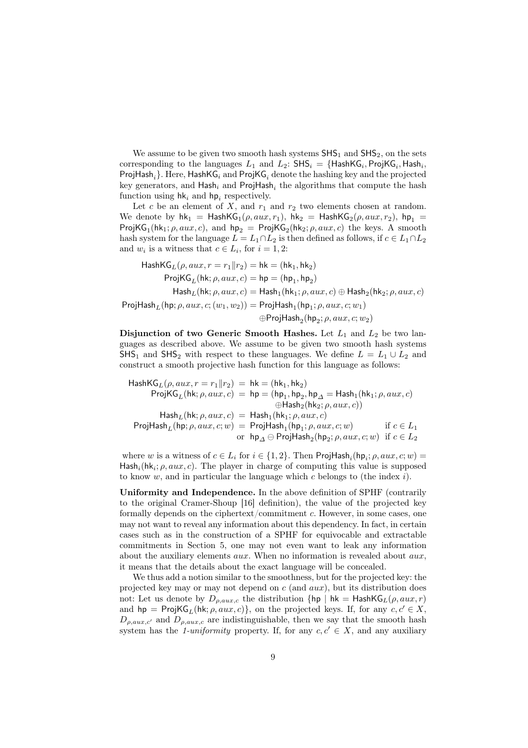We assume to be given two smooth hash systems $\mathsf{SHS}_1$ and $\mathsf{SHS}_2$, on the sets corresponding to the languages $L_1$ and $L_2$: $\mathsf{SHS}_i = \{\mathsf{HashKG}_i, \mathsf{ProjKG}_i, \mathsf{Hash}_i, \mathsf{ProjHash}_i\}$. Here, $\mathsf{HashKG}_i$ and $\mathsf{ProjKG}_i$ denote the hashing key and the projected key generators, and $\mathsf{Hash}_i$ and $\mathsf{ProjHash}_i$ the algorithms that compute the hash function using $\mathsf{hk}_i$ and $\mathsf{hp}_i$ respectively.

Let $c$ be an element of $X$, and $r_1$ and $r_2$ two elements chosen at random. We denote by $\mathsf{hk}_1 = \mathsf{HashKG}_1(\rho, aux, r_1)$, $\mathsf{hk}_2 = \mathsf{HashKG}_2(\rho, aux, r_2)$, $\mathsf{hp}_1 = \mathsf{ProjKG}_1(\mathsf{hk}_1; \rho, aux, c)$, and $\mathsf{hp}_2 = \mathsf{ProjKG}_2(\mathsf{hk}_2; \rho, aux, c)$ the keys. A smooth hash system for the language $L = L_1 \cap L_2$ is then defined as follows, if $c \in L_1 \cap L_2$ and $w_i$ is a witness that $c \in L_i$, for $i = 1, 2$:

$$
\begin{aligned}
\mathsf{HashKG}_L(\rho, aux, r = r_1 \| r_2) &= \mathsf{hk} = (\mathsf{hk}_1, \mathsf{hk}_2) \\
\mathsf{ProjKG}_L(\mathsf{hk}; \rho, aux, c) &= \mathsf{hp} = (\mathsf{hp}_1, \mathsf{hp}_2) \\
\mathsf{Hash}_L(\mathsf{hk}; \rho, aux, c) &= \mathsf{Hash}_1(\mathsf{hk}_1; \rho, aux, c) \oplus \mathsf{Hash}_2(\mathsf{hk}_2; \rho, aux, c) \\
\mathsf{ProjHash}_L(\mathsf{hp}; \rho, aux, c; (w_1, w_2)) &= \mathsf{ProjHash}_1(\mathsf{hp}_1; \rho, aux, c; w_1) \\
&\quad \oplus \mathsf{ProjHash}_2(\mathsf{hp}_2; \rho, aux, c; w_2)
\end{aligned}
$$

**Disjunction of two Generic Smooth Hashes.** Let $L_1$ and $L_2$ be two languages as described above. We assume to be given two smooth hash systems $\mathsf{SHS}_1$ and $\mathsf{SHS}_2$ with respect to these languages. We define $L = L_1 \cup L_2$ and construct a smooth projective hash function for this language as follows:

$$
\begin{aligned}
\mathsf{HashKG}_L(\rho, aux, r = r_1 \| r_2) &= \mathsf{hk} = (\mathsf{hk}_1, \mathsf{hk}_2) \\
\mathsf{ProjKG}_L(\mathsf{hk}; \rho, aux, c) &= \mathsf{hp} = (\mathsf{hp}_1, \mathsf{hp}_2, \mathsf{hp}_\Delta = \mathsf{Hash}_1(\mathsf{hk}_1; \rho, aux, c) \\
&\qquad \oplus \mathsf{Hash}_2(\mathsf{hk}_2; \rho, aux, c)) \\
\mathsf{Hash}_L(\mathsf{hk}; \rho, aux, c) &= \mathsf{Hash}_1(\mathsf{hk}_1; \rho, aux, c) \\
\mathsf{ProjHash}_L(\mathsf{hp}; \rho, aux, c; w) &= \mathsf{ProjHash}_1(\mathsf{hp}_1; \rho, aux, c; w) \qquad \text{if } c \in L_1 \\
&\text{or } \ \mathsf{hp}_\Delta \ominus \mathsf{ProjHash}_2(\mathsf{hp}_2; \rho, aux, c; w) \quad \text{if } c \in L_2
\end{aligned}
$$

where $w$ is a witness of $c \in L_i$ for $i \in \{1, 2\}$. Then $\mathsf{ProjHash}_i(\mathsf{hp}_i; \rho, aux, c; w) = \mathsf{Hash}_i(\mathsf{hk}_i; \rho, aux, c)$. The player in charge of computing this value is supposed to know $w$, and in particular the language which $c$ belongs to (the index $i$).

**Uniformity and Independence.** In the above definition of SPHF (contrarily to the original Cramer-Shoup [16] definition), the value of the projected key formally depends on the ciphertext/commitment $c$. However, in some cases, one may not want to reveal any information about this dependency. In fact, in certain cases such as in the construction of a SPHF for equivocable and extractable commitments in Section 5, one may not even want to leak any information about the auxiliary elements $aux$. When no information is revealed about $aux$, it means that the details about the exact language will be concealed.

We thus add a notion similar to the smoothness, but for the projected key: the projected key may or may not depend on $c$ (and $aux$), but its distribution does not: Let us denote by $D_{\rho,aux,c}$ the distribution $\{\mathsf{hp} \mid \mathsf{hk} = \mathsf{HashKG}_L(\rho, aux, r)$ and $\mathsf{hp} = \mathsf{ProjKG}_L(\mathsf{hk}; \rho, aux, c)\}$, on the projected keys. If, for any $c, c' \in X$, $D_{\rho,aux,c'}$ and $D_{\rho,aux,c}$ are indistinguishable, then we say that the smooth hash system has the *1-uniformity* property. If, for any $c, c' \in X$, and any auxiliary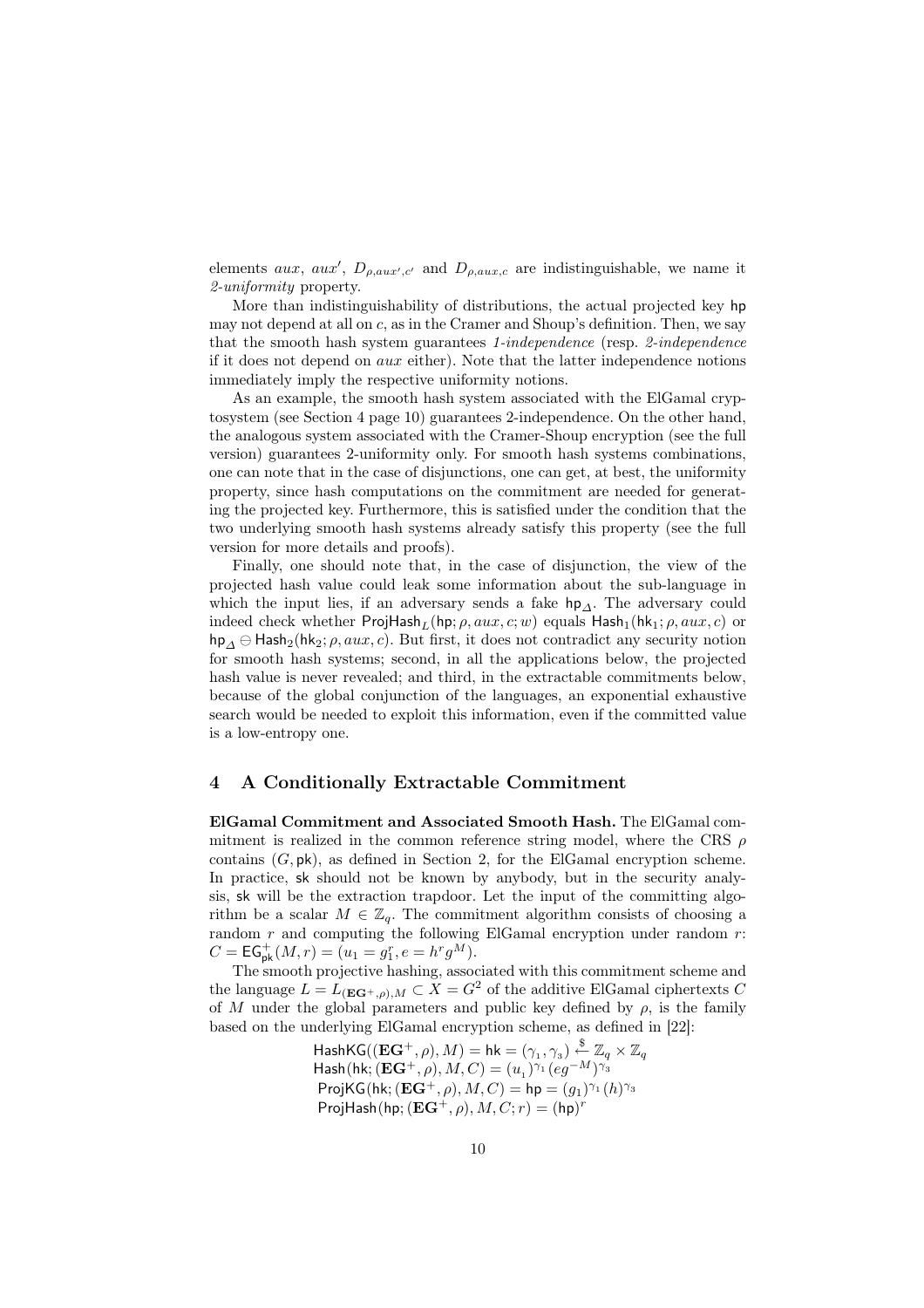elements $aux$, $aux'$, $D_{\rho,aux',c'}$ and $D_{\rho,aux,c}$ are indistinguishable, we name it *2-uniformity* property.

More than indistinguishability of distributions, the actual projected key $\mathsf{hp}$ may not depend at all on $c$, as in the Cramer and Shoup's definition. Then, we say that the smooth hash system guarantees *1-independence* (resp. *2-independence* if it does not depend on $aux$ either). Note that the latter independence notions immediately imply the respective uniformity notions.

As an example, the smooth hash system associated with the ElGamal cryptosystem (see Section 4 page 10) guarantees 2-independence. On the other hand, the analogous system associated with the Cramer-Shoup encryption (see the full version) guarantees 2-uniformity only. For smooth hash systems combinations, one can note that in the case of disjunctions, one can get, at best, the uniformity property, since hash computations on the commitment are needed for generating the projected key. Furthermore, this is satisfied under the condition that the two underlying smooth hash systems already satisfy this property (see the full version for more details and proofs).

Finally, one should note that, in the case of disjunction, the view of the projected hash value could leak some information about the sub-language in which the input lies, if an adversary sends a fake $\mathsf{hp}_\Delta$. The adversary could indeed check whether $\mathsf{ProjHash}_L(\mathsf{hp}; \rho, aux, c; w)$ equals $\mathsf{Hash}_1(\mathsf{hk}_1; \rho, aux, c)$ or $\mathsf{hp}_\Delta \ominus \mathsf{Hash}_2(\mathsf{hk}_2; \rho, aux, c)$. But first, it does not contradict any security notion for smooth hash systems; second, in all the applications below, the projected hash value is never revealed; and third, in the extractable commitments below, because of the global conjunction of the languages, an exponential exhaustive search would be needed to exploit this information, even if the committed value is a low-entropy one.

## 4 A Conditionally Extractable Commitment

**ElGamal Commitment and Associated Smooth Hash.** The ElGamal commitment is realized in the common reference string model, where the CRS $\rho$ contains $(G, \mathsf{pk})$, as defined in Section 2, for the ElGamal encryption scheme. In practice, $\mathsf{sk}$ should not be known by anybody, but in the security analysis, $\mathsf{sk}$ will be the extraction trapdoor. Let the input of the committing algorithm be a scalar $M \in \mathbb{Z}_q$. The commitment algorithm consists of choosing a random $r$ and computing the following ElGamal encryption under random $r$: $C = \mathsf{EG}^+_{\mathsf{pk}}(M, r) = (u_1 = g_1^r, e = h^r g^M)$.

The smooth projective hashing, associated with this commitment scheme and the language $L = L_{(\mathbf{EG}^+,\rho),M} \subset X = G^2$ of the additive ElGamal ciphertexts $C$ of $M$ under the global parameters and public key defined by $\rho$, is the family based on the underlying ElGamal encryption scheme, as defined in [22]:

$$\begin{aligned}
&\mathsf{HashKG}((\mathbf{EG}^+, \rho), M) = \mathsf{hk} = (\gamma_1, \gamma_3) \stackrel{\$}{\leftarrow} \mathbb{Z}_q \times \mathbb{Z}_q \\
&\mathsf{Hash}(\mathsf{hk}; (\mathbf{EG}^+, \rho), M, C) = (u_1)^{\gamma_1} (e g^{-M})^{\gamma_3} \\
&\mathsf{ProjKG}(\mathsf{hk}; (\mathbf{EG}^+, \rho), M, C) = \mathsf{hp} = (g_1)^{\gamma_1} (h)^{\gamma_3} \\
&\mathsf{ProjHash}(\mathsf{hp}; (\mathbf{EG}^+, \rho), M, C; r) = (\mathsf{hp})^r
\end{aligned}$$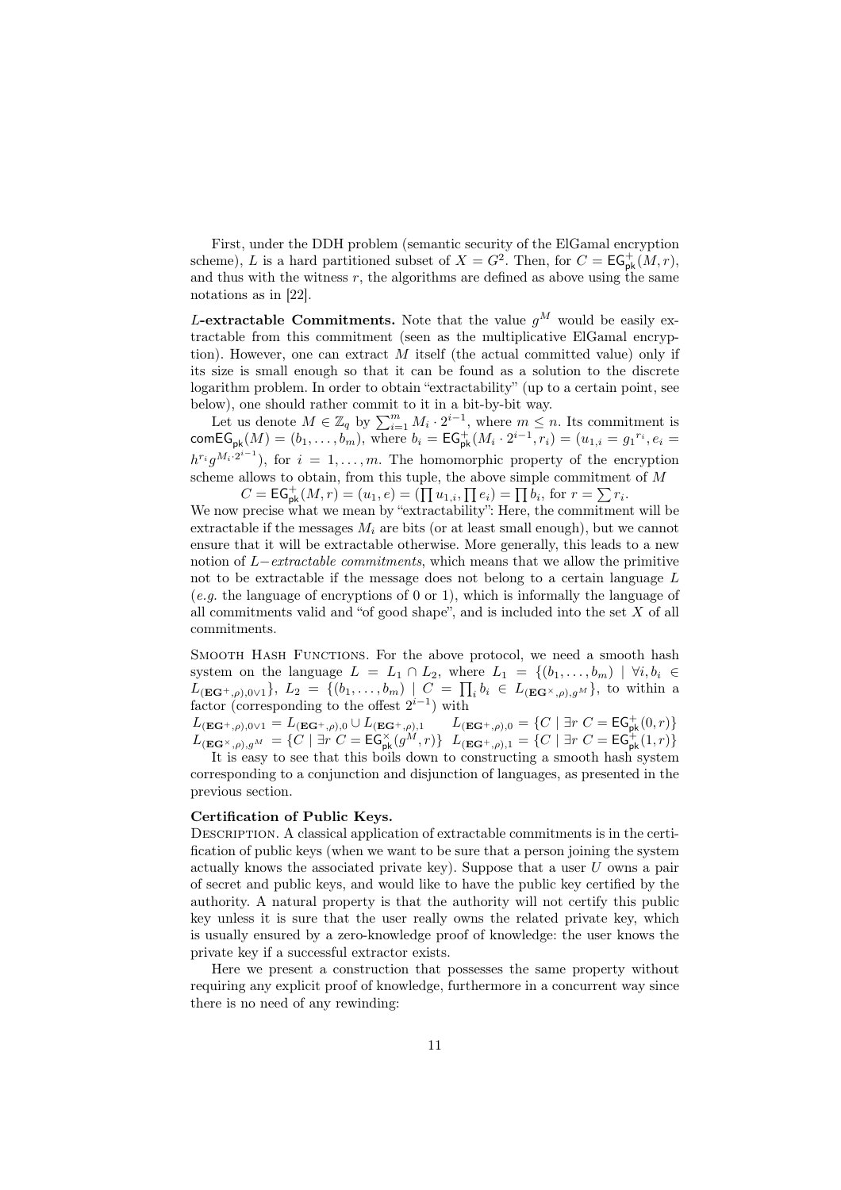First, under the DDH problem (semantic security of the ElGamal encryption scheme), $L$ is a hard partitioned subset of $X = G^2$. Then, for $C = \mathsf{EG}^+_{\mathsf{pk}}(M, r)$, and thus with the witness $r$, the algorithms are defined as above using the same notations as in [22].

**$L$-extractable Commitments.** Note that the value $g^M$ would be easily extractable from this commitment (seen as the multiplicative ElGamal encryption). However, one can extract $M$ itself (the actual committed value) only if its size is small enough so that it can be found as a solution to the discrete logarithm problem. In order to obtain "extractability" (up to a certain point, see below), one should rather commit to it in a bit-by-bit way.

Let us denote $M \in \mathbb{Z}_q$ by $\sum_{i=1}^{m} M_i \cdot 2^{i-1}$, where $m \leq n$. Its commitment is $\mathsf{comEG}_{\mathsf{pk}}(M) = (b_1, \ldots, b_m)$, where $b_i = \mathsf{EG}^+_{\mathsf{pk}}(M_i \cdot 2^{i-1}, r_i) = (u_{1,i} = {g_1}^{r_i}, e_i = h^{r_i} g^{M_i \cdot 2^{i-1}})$, for $i = 1, \ldots, m$. The homomorphic property of the encryption scheme allows to obtain, from this tuple, the above simple commitment of $M$

$$C = \mathsf{EG}^+_{\mathsf{pk}}(M, r) = (u_1, e) = (\prod u_{1,i}, \prod e_i) = \prod b_i, \text{ for } r = \sum r_i.$$

We now precise what we mean by "extractability": Here, the commitment will be extractable if the messages $M_i$ are bits (or at least small enough), but we cannot ensure that it will be extractable otherwise. More generally, this leads to a new notion of $L-$*extractable commitments*, which means that we allow the primitive not to be extractable if the message does not belong to a certain language $L$ (*e.g.* the language of encryptions of 0 or 1), which is informally the language of all commitments valid and "of good shape", and is included into the set $X$ of all commitments.

Smooth Hash Functions. For the above protocol, we need a smooth hash system on the language $L = L_1 \cap L_2$, where $L_1 = \{(b_1, \ldots, b_m) \mid \forall i, b_i \in L_{(\mathbf{EG}^+,\rho),0\vee 1}\}$, $L_2 = \{(b_1, \ldots, b_m) \mid C = \prod_i b_i \in L_{(\mathbf{EG}^\times,\rho),g^M}\}$, to within a factor (corresponding to the offest $2^{i-1}$) with

$$L_{(\mathbf{EG}^+,\rho),0\vee 1} = L_{(\mathbf{EG}^+,\rho),0} \cup L_{(\mathbf{EG}^+,\rho),1} \qquad L_{(\mathbf{EG}^+,\rho),0} = \{C \mid \exists r\ C = \mathsf{EG}^+_{\mathsf{pk}}(0, r)\}$$
$$L_{(\mathbf{EG}^\times,\rho),g^M} = \{C \mid \exists r\ C = \mathsf{EG}^\times_{\mathsf{pk}}(g^M, r)\} \quad L_{(\mathbf{EG}^+,\rho),1} = \{C \mid \exists r\ C = \mathsf{EG}^+_{\mathsf{pk}}(1, r)\}$$

It is easy to see that this boils down to constructing a smooth hash system corresponding to a conjunction and disjunction of languages, as presented in the previous section.

**Certification of Public Keys.**

Description. A classical application of extractable commitments is in the certification of public keys (when we want to be sure that a person joining the system actually knows the associated private key). Suppose that a user $U$ owns a pair of secret and public keys, and would like to have the public key certified by the authority. A natural property is that the authority will not certify this public key unless it is sure that the user really owns the related private key, which is usually ensured by a zero-knowledge proof of knowledge: the user knows the private key if a successful extractor exists.

Here we present a construction that possesses the same property without requiring any explicit proof of knowledge, furthermore in a concurrent way since there is no need of any rewinding: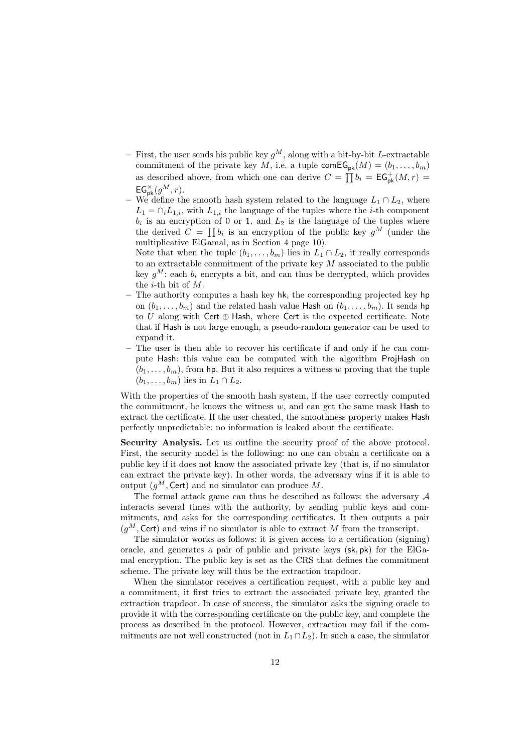- First, the user sends his public key $g^M$, along with a bit-by-bit $L$-extractable commitment of the private key $M$, i.e. a tuple $\mathsf{comEG}_{\mathsf{pk}}(M) = (b_1, \ldots, b_m)$ as described above, from which one can derive $C = \prod b_i = \mathsf{EG}^+_{\mathsf{pk}}(M, r) = \mathsf{EG}^\times_{\mathsf{pk}}(g^M, r)$.
- We define the smooth hash system related to the language $L_1 \cap L_2$, where $L_1 = \cap_i L_{1,i}$, with $L_{1,i}$ the language of the tuples where the $i$-th component $b_i$ is an encryption of 0 or 1, and $L_2$ is the language of the tuples where the derived $C = \prod b_i$ is an encryption of the public key $g^M$ (under the multiplicative ElGamal, as in Section 4 page 10).
  Note that when the tuple $(b_1, \ldots, b_m)$ lies in $L_1 \cap L_2$, it really corresponds to an extractable commitment of the private key $M$ associated to the public key $g^M$: each $b_i$ encrypts a bit, and can thus be decrypted, which provides the $i$-th bit of $M$.
- The authority computes a hash key $\mathsf{hk}$, the corresponding projected key $\mathsf{hp}$ on $(b_1, \ldots, b_m)$ and the related hash value $\mathsf{Hash}$ on $(b_1, \ldots, b_m)$. It sends $\mathsf{hp}$ to $U$ along with $\mathsf{Cert} \oplus \mathsf{Hash}$, where $\mathsf{Cert}$ is the expected certificate. Note that if $\mathsf{Hash}$ is not large enough, a pseudo-random generator can be used to expand it.
- The user is then able to recover his certificate if and only if he can compute $\mathsf{Hash}$: this value can be computed with the algorithm $\mathsf{ProjHash}$ on $(b_1, \ldots, b_m)$, from $\mathsf{hp}$. But it also requires a witness $w$ proving that the tuple $(b_1, \ldots, b_m)$ lies in $L_1 \cap L_2$.

With the properties of the smooth hash system, if the user correctly computed the commitment, he knows the witness $w$, and can get the same mask $\mathsf{Hash}$ to extract the certificate. If the user cheated, the smoothness property makes $\mathsf{Hash}$ perfectly unpredictable: no information is leaked about the certificate.

**Security Analysis.** Let us outline the security proof of the above protocol. First, the security model is the following: no one can obtain a certificate on a public key if it does not know the associated private key (that is, if no simulator can extract the private key). In other words, the adversary wins if it is able to output $(g^M, \mathsf{Cert})$ and no simulator can produce $M$.

The formal attack game can thus be described as follows: the adversary $\mathcal{A}$ interacts several times with the authority, by sending public keys and commitments, and asks for the corresponding certificates. It then outputs a pair $(g^M, \mathsf{Cert})$ and wins if no simulator is able to extract $M$ from the transcript.

The simulator works as follows: it is given access to a certification (signing) oracle, and generates a pair of public and private keys $(\mathsf{sk}, \mathsf{pk})$ for the ElGamal encryption. The public key is set as the CRS that defines the commitment scheme. The private key will thus be the extraction trapdoor.

When the simulator receives a certification request, with a public key and a commitment, it first tries to extract the associated private key, granted the extraction trapdoor. In case of success, the simulator asks the signing oracle to provide it with the corresponding certificate on the public key, and complete the process as described in the protocol. However, extraction may fail if the commitments are not well constructed (not in $L_1 \cap L_2$). In such a case, the simulator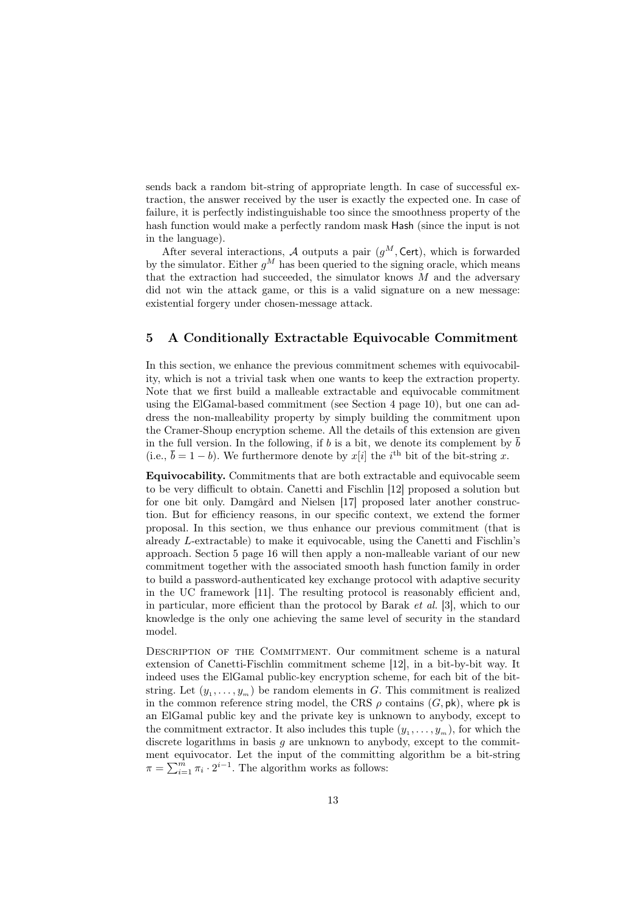sends back a random bit-string of appropriate length. In case of successful extraction, the answer received by the user is exactly the expected one. In case of failure, it is perfectly indistinguishable too since the smoothness property of the hash function would make a perfectly random mask Hash (since the input is not in the language).

After several interactions, $\mathcal{A}$ outputs a pair $(g^M, \mathsf{Cert})$, which is forwarded by the simulator. Either $g^M$ has been queried to the signing oracle, which means that the extraction had succeeded, the simulator knows $M$ and the adversary did not win the attack game, or this is a valid signature on a new message: existential forgery under chosen-message attack.

## 5 A Conditionally Extractable Equivocable Commitment

In this section, we enhance the previous commitment schemes with equivocability, which is not a trivial task when one wants to keep the extraction property. Note that we first build a malleable extractable and equivocable commitment using the ElGamal-based commitment (see Section 4 page 10), but one can address the non-malleability property by simply building the commitment upon the Cramer-Shoup encryption scheme. All the details of this extension are given in the full version. In the following, if $b$ is a bit, we denote its complement by $\overline{b}$ (i.e., $\overline{b} = 1 - b$). We furthermore denote by $x[i]$ the $i^{\text{th}}$ bit of the bit-string $x$.

**Equivocability.** Commitments that are both extractable and equivocable seem to be very difficult to obtain. Canetti and Fischlin [12] proposed a solution but for one bit only. Damgård and Nielsen [17] proposed later another construction. But for efficiency reasons, in our specific context, we extend the former proposal. In this section, we thus enhance our previous commitment (that is already $L$-extractable) to make it equivocable, using the Canetti and Fischlin's approach. Section 5 page 16 will then apply a non-malleable variant of our new commitment together with the associated smooth hash function family in order to build a password-authenticated key exchange protocol with adaptive security in the UC framework [11]. The resulting protocol is reasonably efficient and, in particular, more efficient than the protocol by Barak *et al.* [3], which to our knowledge is the only one achieving the same level of security in the standard model.

Description of the Commitment. Our commitment scheme is a natural extension of Canetti-Fischlin commitment scheme [12], in a bit-by-bit way. It indeed uses the ElGamal public-key encryption scheme, for each bit of the bit-string. Let $(y_1, \ldots, y_m)$ be random elements in $G$. This commitment is realized in the common reference string model, the CRS $\rho$ contains $(G, \mathsf{pk})$, where $\mathsf{pk}$ is an ElGamal public key and the private key is unknown to anybody, except to the commitment extractor. It also includes this tuple $(y_1, \ldots, y_m)$, for which the discrete logarithms in basis $g$ are unknown to anybody, except to the commitment equivocator. Let the input of the committing algorithm be a bit-string $\pi = \sum_{i=1}^{m} \pi_i \cdot 2^{i-1}$. The algorithm works as follows: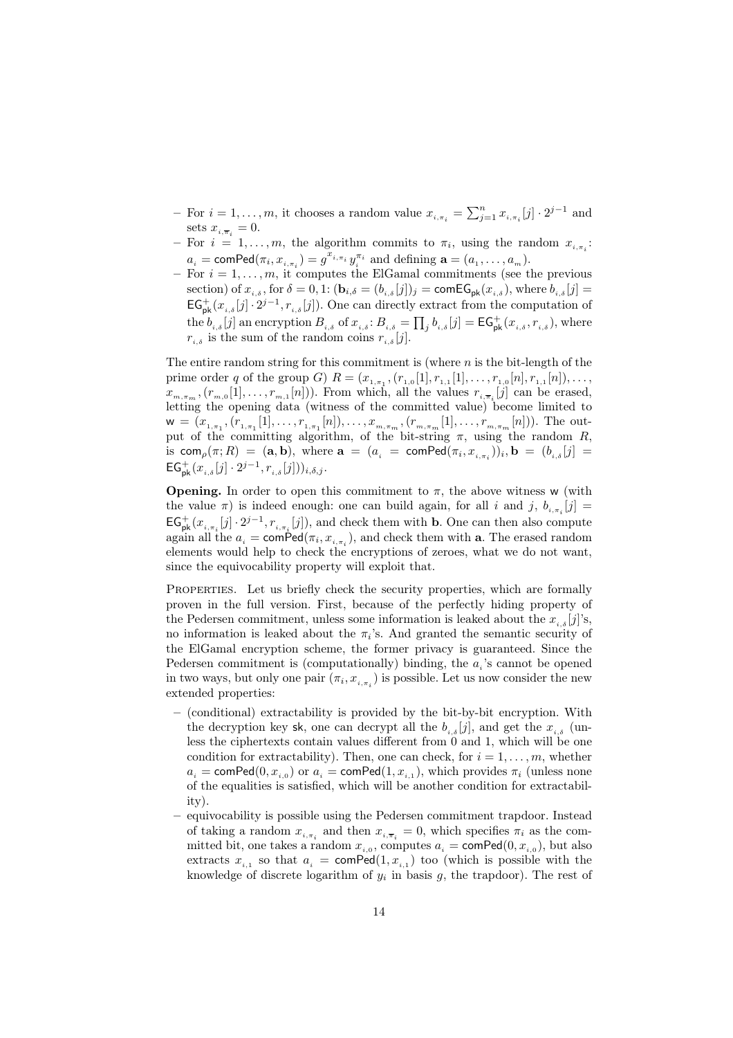- For $i = 1, \ldots, m$, it chooses a random value $x_{i,\pi_i} = \sum_{j=1}^{n} x_{i,\pi_i}[j] \cdot 2^{j-1}$ and sets $x_{i,\overline{\pi}_i} = 0$.
- For $i = 1, \ldots, m$, the algorithm commits to $\pi_i$, using the random $x_{i,\pi_i}$: $a_i = \mathsf{comPed}(\pi_i, x_{i,\pi_i}) = g^{x_{i,\pi_i}} y_i^{\pi_i}$ and defining $\mathbf{a} = (a_1, \ldots, a_m)$.
- For $i = 1, \ldots, m$, it computes the ElGamal commitments (see the previous section) of $x_{i,\delta}$, for $\delta = 0, 1$: $(\mathbf{b}_{i,\delta} = (b_{i,\delta}[j])_j = \mathsf{comEG}_{\mathsf{pk}}(x_{i,\delta})$, where $b_{i,\delta}[j] = \mathsf{EG}^+_{\mathsf{pk}}(x_{i,\delta}[j] \cdot 2^{j-1}, r_{i,\delta}[j])$. One can directly extract from the computation of the $b_{i,\delta}[j]$ an encryption $B_{i,\delta}$ of $x_{i,\delta}$: $B_{i,\delta} = \prod_j b_{i,\delta}[j] = \mathsf{EG}^+_{\mathsf{pk}}(x_{i,\delta}, r_{i,\delta})$, where $r_{i,\delta}$ is the sum of the random coins $r_{i,\delta}[j]$.

The entire random string for this commitment is (where $n$ is the bit-length of the prime order $q$ of the group $G$) $R = (x_{1,\pi_1}, (r_{1,0}[1], r_{1,1}[1], \ldots, r_{1,0}[n], r_{1,1}[n])), \ldots, x_{m,\pi_m}, (r_{m,0}[1], \ldots, r_{m,1}[n]))$. From which, all the values $r_{i,\overline{\pi}_i}[j]$ can be erased, letting the opening data (witness of the committed value) become limited to $\mathsf{w} = (x_{1,\pi_1}, (r_{1,\pi_1}[1], \ldots, r_{1,\pi_1}[n]), \ldots, x_{m,\pi_m}, (r_{m,\pi_m}[1], \ldots, r_{m,\pi_m}[n]))$. The output of the committing algorithm, of the bit-string $\pi$, using the random $R$, is $\mathsf{com}_\rho(\pi; R) = (\mathbf{a}, \mathbf{b})$, where $\mathbf{a} = (a_i = \mathsf{comPed}(\pi_i, x_{i,\pi_i}))_i, \mathbf{b} = (b_{i,\delta}[j] = \mathsf{EG}^+_{\mathsf{pk}}(x_{i,\delta}[j] \cdot 2^{j-1}, r_{i,\delta}[j]))_{i,\delta,j}$.

**Opening.** In order to open this commitment to $\pi$, the above witness $\mathsf{w}$ (with the value $\pi$) is indeed enough: one can build again, for all $i$ and $j$, $b_{i,\pi_i}[j] = \mathsf{EG}^+_{\mathsf{pk}}(x_{i,\pi_i}[j] \cdot 2^{j-1}, r_{i,\pi_i}[j])$, and check them with $\mathbf{b}$. One can then also compute again all the $a_i = \mathsf{comPed}(\pi_i, x_{i,\pi_i})$, and check them with $\mathbf{a}$. The erased random elements would help to check the encryptions of zeroes, what we do not want, since the equivocability property will exploit that.

Properties. Let us briefly check the security properties, which are formally proven in the full version. First, because of the perfectly hiding property of the Pedersen commitment, unless some information is leaked about the $x_{i,\delta}[j]$'s, no information is leaked about the $\pi_i$'s. And granted the semantic security of the ElGamal encryption scheme, the former privacy is guaranteed. Since the Pedersen commitment is (computationally) binding, the $a_i$'s cannot be opened in two ways, but only one pair $(\pi_i, x_{i,\pi_i})$ is possible. Let us now consider the new extended properties:

- (conditional) extractability is provided by the bit-by-bit encryption. With the decryption key $\mathsf{sk}$, one can decrypt all the $b_{i,\delta}[j]$, and get the $x_{i,\delta}$ (unless the ciphertexts contain values different from 0 and 1, which will be one condition for extractability). Then, one can check, for $i = 1, \ldots, m$, whether $a_i = \mathsf{comPed}(0, x_{i,0})$ or $a_i = \mathsf{comPed}(1, x_{i,1})$, which provides $\pi_i$ (unless none of the equalities is satisfied, which will be another condition for extractability).
- equivocability is possible using the Pedersen commitment trapdoor. Instead of taking a random $x_{i,\pi_i}$ and then $x_{i,\overline{\pi}_i} = 0$, which specifies $\pi_i$ as the committed bit, one takes a random $x_{i,0}$, computes $a_i = \mathsf{comPed}(0, x_{i,0})$, but also extracts $x_{i,1}$ so that $a_i = \mathsf{comPed}(1, x_{i,1})$ too (which is possible with the knowledge of discrete logarithm of $y_i$ in basis $g$, the trapdoor). The rest of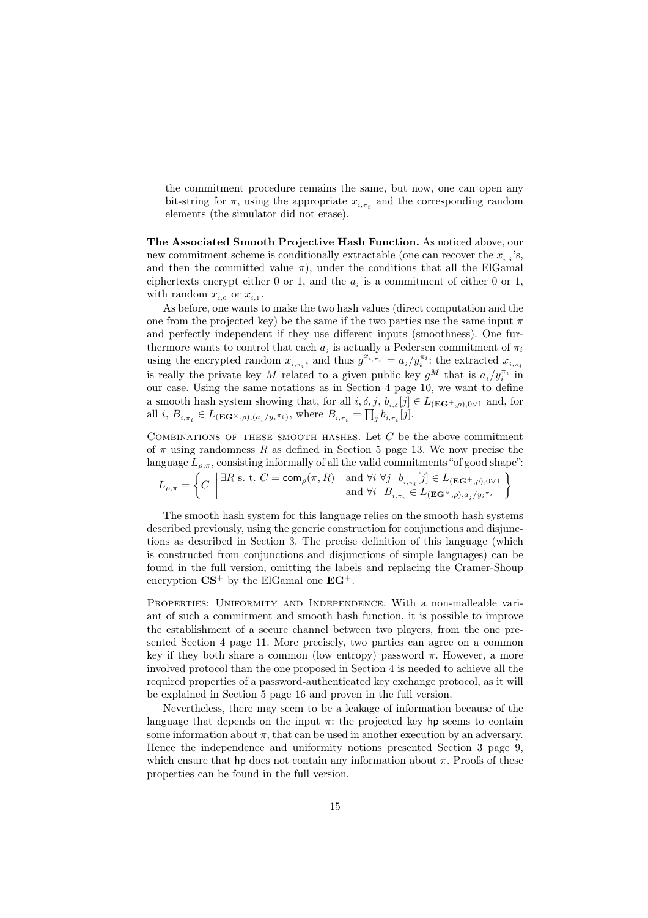the commitment procedure remains the same, but now, one can open any bit-string for $\pi$, using the appropriate $x_{i,\pi_i}$ and the corresponding random elements (the simulator did not erase).

**The Associated Smooth Projective Hash Function.** As noticed above, our new commitment scheme is conditionally extractable (one can recover the $x_{i,\delta}$'s, and then the committed value $\pi$), under the conditions that all the ElGamal ciphertexts encrypt either 0 or 1, and the $a_i$ is a commitment of either 0 or 1, with random $x_{i,0}$ or $x_{i,1}$.

As before, one wants to make the two hash values (direct computation and the one from the projected key) be the same if the two parties use the same input $\pi$ and perfectly independent if they use different inputs (smoothness). One furthermore wants to control that each $a_i$ is actually a Pedersen commitment of $\pi_i$ using the encrypted random $x_{i,\pi_i}$, and thus $g^{x_{i,\pi_i}} = a_i / y_i^{\pi_i}$: the extracted $x_{i,\pi_i}$ is really the private key $M$ related to a given public key $g^M$ that is $a_i/y_i^{\pi_i}$ in our case. Using the same notations as in Section 4 page 10, we want to define a smooth hash system showing that, for all $i, \delta, j$, $b_{i,\delta}[j] \in L_{(\mathbf{EG}^+,\rho),0\vee 1}$ and, for all $i$, $B_{i,\pi_i} \in L_{(\mathbf{EG}^\times,\rho),(a_i/y_i{}^{\pi_i})}$, where $B_{i,\pi_i} = \prod_j b_{i,\pi_i}[j]$.

Combinations of these smooth hashes. Let $C$ be the above commitment of $\pi$ using randomness $R$ as defined in Section 5 page 13. We now precise the language $L_{\rho,\pi}$, consisting informally of all the valid commitments "of good shape":

$$L_{\rho,\pi} = \left\{ C \;\middle|\; \begin{array}{ll} \exists R \text{ s. t. } C = \mathsf{com}_\rho(\pi, R) & \text{and } \forall i \; \forall j \;\; b_{i,\pi_i}[j] \in L_{(\mathbf{EG}^+,\rho),0\vee 1} \\ & \text{and } \forall i \;\; B_{i,\pi_i} \in L_{(\mathbf{EG}^\times,\rho),a_i/y_i{}^{\pi_i}} \end{array} \right\}$$

The smooth hash system for this language relies on the smooth hash systems described previously, using the generic construction for conjunctions and disjunctions as described in Section 3. The precise definition of this language (which is constructed from conjunctions and disjunctions of simple languages) can be found in the full version, omitting the labels and replacing the Cramer-Shoup encryption $\mathbf{CS}^+$ by the ElGamal one $\mathbf{EG}^+$.

Properties: Uniformity and Independence. With a non-malleable variant of such a commitment and smooth hash function, it is possible to improve the establishment of a secure channel between two players, from the one presented Section 4 page 11. More precisely, two parties can agree on a common key if they both share a common (low entropy) password $\pi$. However, a more involved protocol than the one proposed in Section 4 is needed to achieve all the required properties of a password-authenticated key exchange protocol, as it will be explained in Section 5 page 16 and proven in the full version.

Nevertheless, there may seem to be a leakage of information because of the language that depends on the input $\pi$: the projected key $\mathsf{hp}$ seems to contain some information about $\pi$, that can be used in another execution by an adversary. Hence the independence and uniformity notions presented Section 3 page 9, which ensure that $\mathsf{hp}$ does not contain any information about $\pi$. Proofs of these properties can be found in the full version.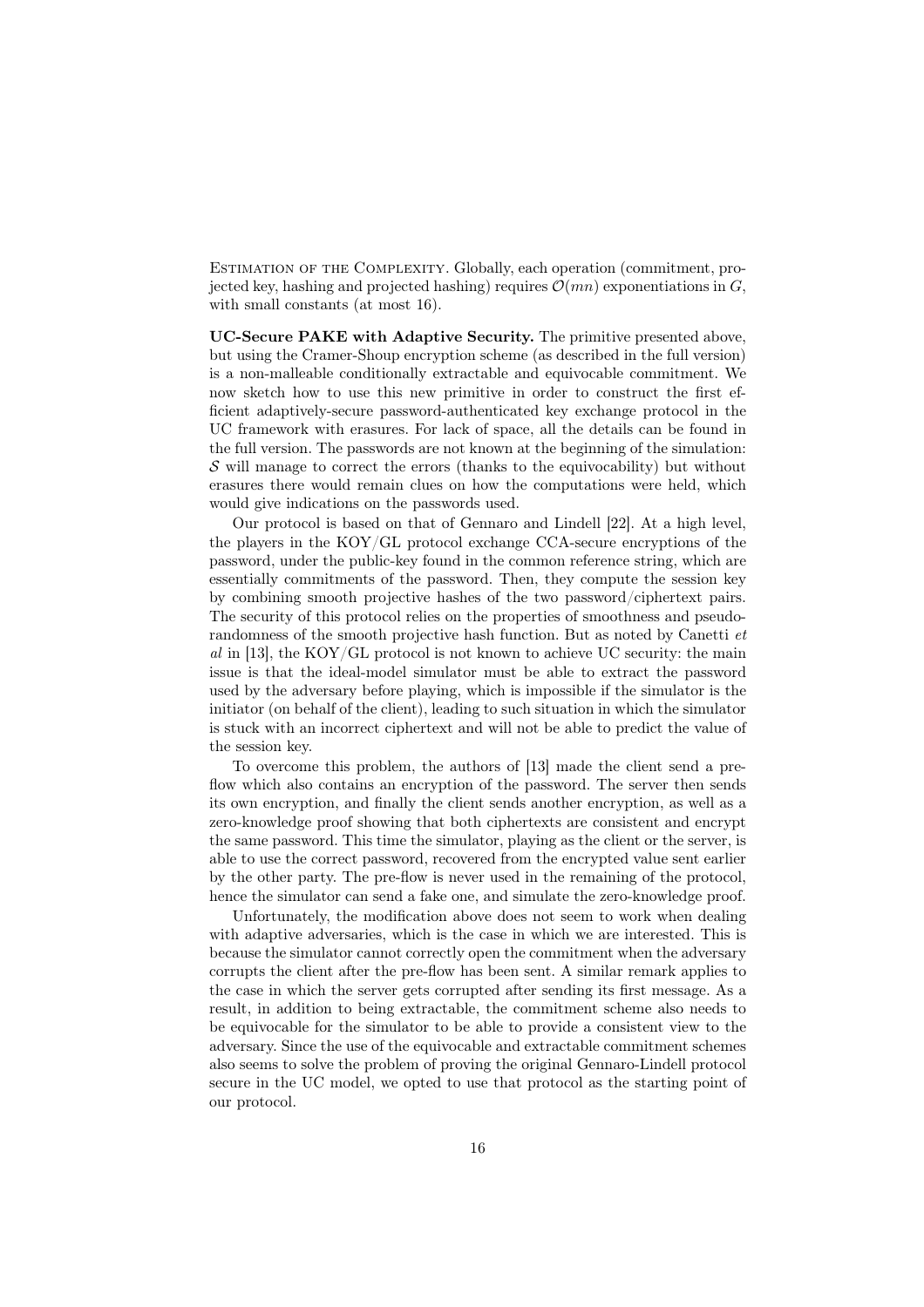Estimation of the Complexity. Globally, each operation (commitment, projected key, hashing and projected hashing) requires $\mathcal{O}(mn)$ exponentiations in $G$, with small constants (at most 16).

**UC-Secure PAKE with Adaptive Security.** The primitive presented above, but using the Cramer-Shoup encryption scheme (as described in the full version) is a non-malleable conditionally extractable and equivocable commitment. We now sketch how to use this new primitive in order to construct the first efficient adaptively-secure password-authenticated key exchange protocol in the UC framework with erasures. For lack of space, all the details can be found in the full version. The passwords are not known at the beginning of the simulation: $\mathcal{S}$ will manage to correct the errors (thanks to the equivocability) but without erasures there would remain clues on how the computations were held, which would give indications on the passwords used.

Our protocol is based on that of Gennaro and Lindell [22]. At a high level, the players in the KOY/GL protocol exchange CCA-secure encryptions of the password, under the public-key found in the common reference string, which are essentially commitments of the password. Then, they compute the session key by combining smooth projective hashes of the two password/ciphertext pairs. The security of this protocol relies on the properties of smoothness and pseudo-randomness of the smooth projective hash function. But as noted by Canetti *et al* in [13], the KOY/GL protocol is not known to achieve UC security: the main issue is that the ideal-model simulator must be able to extract the password used by the adversary before playing, which is impossible if the simulator is the initiator (on behalf of the client), leading to such situation in which the simulator is stuck with an incorrect ciphertext and will not be able to predict the value of the session key.

To overcome this problem, the authors of [13] made the client send a pre-flow which also contains an encryption of the password. The server then sends its own encryption, and finally the client sends another encryption, as well as a zero-knowledge proof showing that both ciphertexts are consistent and encrypt the same password. This time the simulator, playing as the client or the server, is able to use the correct password, recovered from the encrypted value sent earlier by the other party. The pre-flow is never used in the remaining of the protocol, hence the simulator can send a fake one, and simulate the zero-knowledge proof.

Unfortunately, the modification above does not seem to work when dealing with adaptive adversaries, which is the case in which we are interested. This is because the simulator cannot correctly open the commitment when the adversary corrupts the client after the pre-flow has been sent. A similar remark applies to the case in which the server gets corrupted after sending its first message. As a result, in addition to being extractable, the commitment scheme also needs to be equivocable for the simulator to be able to provide a consistent view to the adversary. Since the use of the equivocable and extractable commitment schemes also seems to solve the problem of proving the original Gennaro-Lindell protocol secure in the UC model, we opted to use that protocol as the starting point of our protocol.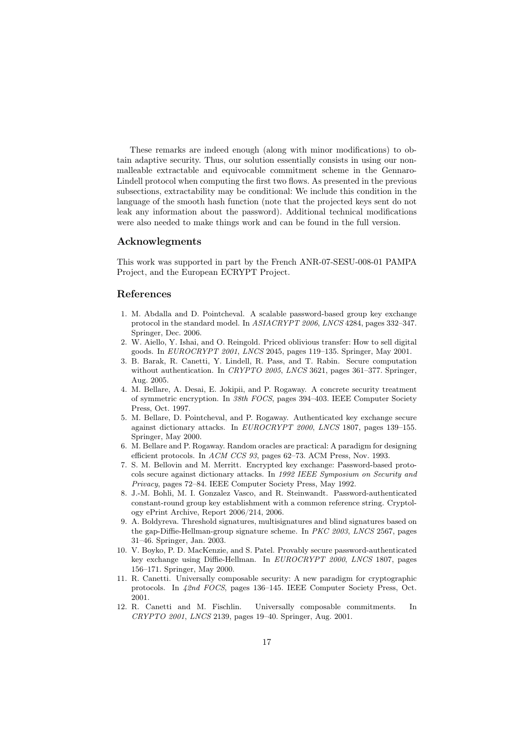These remarks are indeed enough (along with minor modifications) to obtain adaptive security. Thus, our solution essentially consists in using our non-malleable extractable and equivocable commitment scheme in the Gennaro-Lindell protocol when computing the first two flows. As presented in the previous subsections, extractability may be conditional: We include this condition in the language of the smooth hash function (note that the projected keys sent do not leak any information about the password). Additional technical modifications were also needed to make things work and can be found in the full version.

## Acknowlegments

This work was supported in part by the French ANR-07-SESU-008-01 PAMPA Project, and the European ECRYPT Project.

## References

1. M. Abdalla and D. Pointcheval. A scalable password-based group key exchange protocol in the standard model. In *ASIACRYPT 2006*, *LNCS* 4284, pages 332–347. Springer, Dec. 2006.
2. W. Aiello, Y. Ishai, and O. Reingold. Priced oblivious transfer: How to sell digital goods. In *EUROCRYPT 2001*, *LNCS* 2045, pages 119–135. Springer, May 2001.
3. B. Barak, R. Canetti, Y. Lindell, R. Pass, and T. Rabin. Secure computation without authentication. In *CRYPTO 2005*, *LNCS* 3621, pages 361–377. Springer, Aug. 2005.
4. M. Bellare, A. Desai, E. Jokipii, and P. Rogaway. A concrete security treatment of symmetric encryption. In *38th FOCS*, pages 394–403. IEEE Computer Society Press, Oct. 1997.
5. M. Bellare, D. Pointcheval, and P. Rogaway. Authenticated key exchange secure against dictionary attacks. In *EUROCRYPT 2000*, *LNCS* 1807, pages 139–155. Springer, May 2000.
6. M. Bellare and P. Rogaway. Random oracles are practical: A paradigm for designing efficient protocols. In *ACM CCS 93*, pages 62–73. ACM Press, Nov. 1993.
7. S. M. Bellovin and M. Merritt. Encrypted key exchange: Password-based protocols secure against dictionary attacks. In *1992 IEEE Symposium on Security and Privacy*, pages 72–84. IEEE Computer Society Press, May 1992.
8. J.-M. Bohli, M. I. Gonzalez Vasco, and R. Steinwandt. Password-authenticated constant-round group key establishment with a common reference string. Cryptology ePrint Archive, Report 2006/214, 2006.
9. A. Boldyreva. Threshold signatures, multisignatures and blind signatures based on the gap-Diffie-Hellman-group signature scheme. In *PKC 2003*, *LNCS* 2567, pages 31–46. Springer, Jan. 2003.
10. V. Boyko, P. D. MacKenzie, and S. Patel. Provably secure password-authenticated key exchange using Diffie-Hellman. In *EUROCRYPT 2000*, *LNCS* 1807, pages 156–171. Springer, May 2000.
11. R. Canetti. Universally composable security: A new paradigm for cryptographic protocols. In *42nd FOCS*, pages 136–145. IEEE Computer Society Press, Oct. 2001.
12. R. Canetti and M. Fischlin. Universally composable commitments. In *CRYPTO 2001*, *LNCS* 2139, pages 19–40. Springer, Aug. 2001.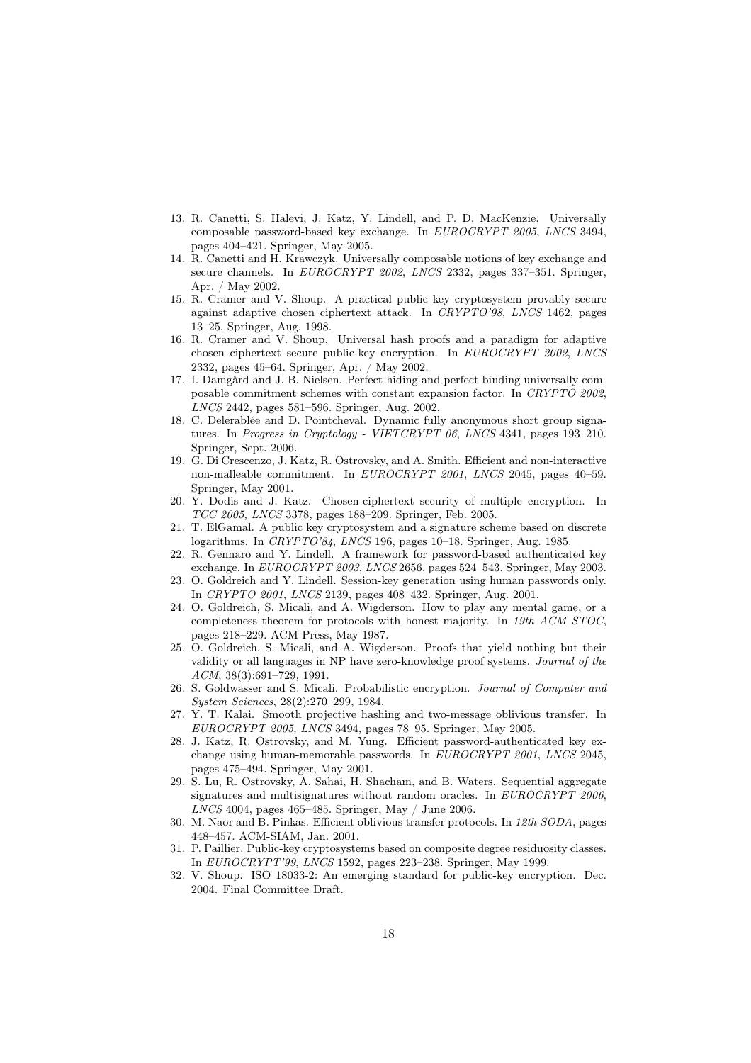13. R. Canetti, S. Halevi, J. Katz, Y. Lindell, and P. D. MacKenzie. Universally composable password-based key exchange. In *EUROCRYPT 2005*, *LNCS* 3494, pages 404–421. Springer, May 2005.
14. R. Canetti and H. Krawczyk. Universally composable notions of key exchange and secure channels. In *EUROCRYPT 2002*, *LNCS* 2332, pages 337–351. Springer, Apr. / May 2002.
15. R. Cramer and V. Shoup. A practical public key cryptosystem provably secure against adaptive chosen ciphertext attack. In *CRYPTO'98*, *LNCS* 1462, pages 13–25. Springer, Aug. 1998.
16. R. Cramer and V. Shoup. Universal hash proofs and a paradigm for adaptive chosen ciphertext secure public-key encryption. In *EUROCRYPT 2002*, *LNCS* 2332, pages 45–64. Springer, Apr. / May 2002.
17. I. Damgård and J. B. Nielsen. Perfect hiding and perfect binding universally composable commitment schemes with constant expansion factor. In *CRYPTO 2002*, *LNCS* 2442, pages 581–596. Springer, Aug. 2002.
18. C. Delerablée and D. Pointcheval. Dynamic fully anonymous short group signatures. In *Progress in Cryptology - VIETCRYPT 06*, *LNCS* 4341, pages 193–210. Springer, Sept. 2006.
19. G. Di Crescenzo, J. Katz, R. Ostrovsky, and A. Smith. Efficient and non-interactive non-malleable commitment. In *EUROCRYPT 2001*, *LNCS* 2045, pages 40–59. Springer, May 2001.
20. Y. Dodis and J. Katz. Chosen-ciphertext security of multiple encryption. In *TCC 2005*, *LNCS* 3378, pages 188–209. Springer, Feb. 2005.
21. T. ElGamal. A public key cryptosystem and a signature scheme based on discrete logarithms. In *CRYPTO'84*, *LNCS* 196, pages 10–18. Springer, Aug. 1985.
22. R. Gennaro and Y. Lindell. A framework for password-based authenticated key exchange. In *EUROCRYPT 2003*, *LNCS* 2656, pages 524–543. Springer, May 2003.
23. O. Goldreich and Y. Lindell. Session-key generation using human passwords only. In *CRYPTO 2001*, *LNCS* 2139, pages 408–432. Springer, Aug. 2001.
24. O. Goldreich, S. Micali, and A. Wigderson. How to play any mental game, or a completeness theorem for protocols with honest majority. In *19th ACM STOC*, pages 218–229. ACM Press, May 1987.
25. O. Goldreich, S. Micali, and A. Wigderson. Proofs that yield nothing but their validity or all languages in NP have zero-knowledge proof systems. *Journal of the ACM*, 38(3):691–729, 1991.
26. S. Goldwasser and S. Micali. Probabilistic encryption. *Journal of Computer and System Sciences*, 28(2):270–299, 1984.
27. Y. T. Kalai. Smooth projective hashing and two-message oblivious transfer. In *EUROCRYPT 2005*, *LNCS* 3494, pages 78–95. Springer, May 2005.
28. J. Katz, R. Ostrovsky, and M. Yung. Efficient password-authenticated key exchange using human-memorable passwords. In *EUROCRYPT 2001*, *LNCS* 2045, pages 475–494. Springer, May 2001.
29. S. Lu, R. Ostrovsky, A. Sahai, H. Shacham, and B. Waters. Sequential aggregate signatures and multisignatures without random oracles. In *EUROCRYPT 2006*, *LNCS* 4004, pages 465–485. Springer, May / June 2006.
30. M. Naor and B. Pinkas. Efficient oblivious transfer protocols. In *12th SODA*, pages 448–457. ACM-SIAM, Jan. 2001.
31. P. Paillier. Public-key cryptosystems based on composite degree residuosity classes. In *EUROCRYPT'99*, *LNCS* 1592, pages 223–238. Springer, May 1999.
32. V. Shoup. ISO 18033-2: An emerging standard for public-key encryption. Dec. 2004. Final Committee Draft.